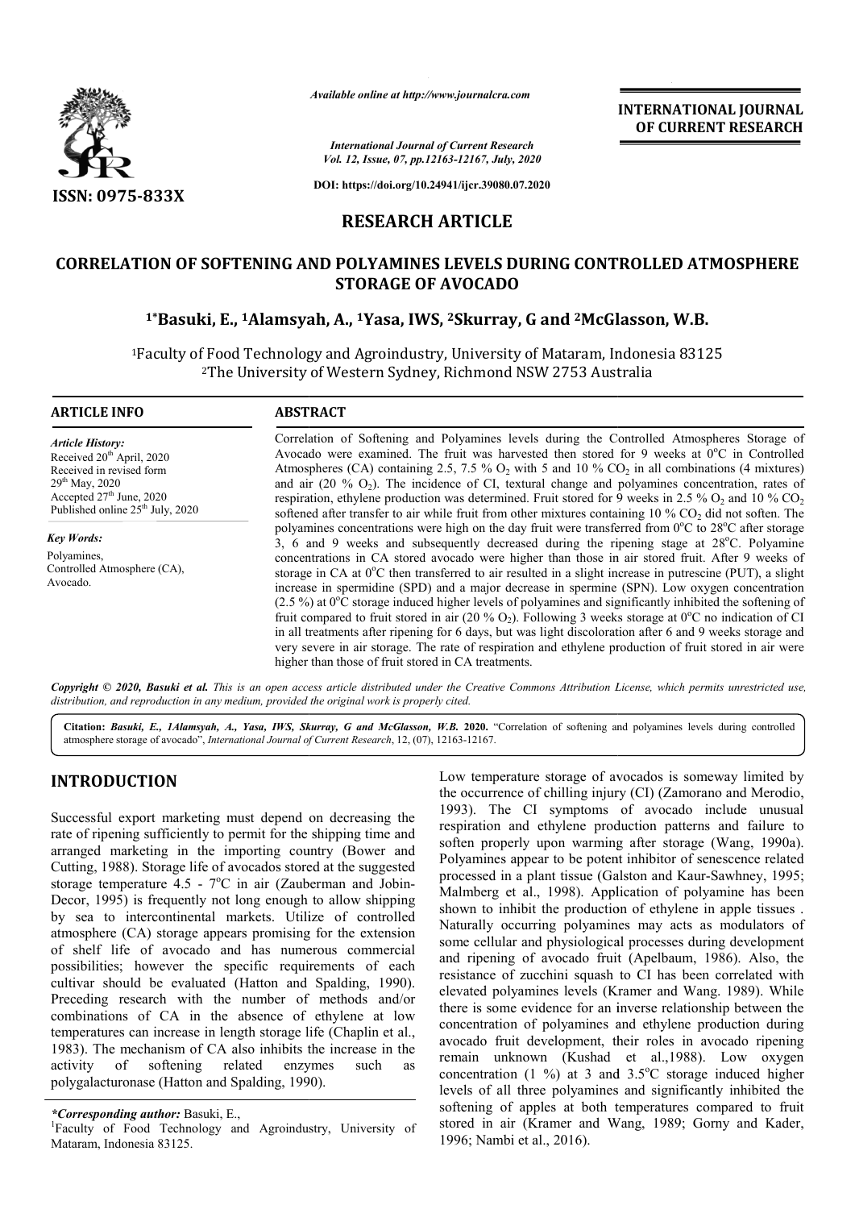*Available online at http://www.journalcra.com*

*International Journal of Current Research*
*Vol. 12, Issue, 07, pp.12163-12167, July, 2020*

**DOI: https://doi.org/10.24941/ijcr.39080.07.2020**

**INTERNATIONAL JOURNAL OF CURRENT RESEARCH**

**ISSN: 0975-833X**

## RESEARCH ARTICLE

# CORRELATION OF SOFTENING AND POLYAMINES LEVELS DURING CONTROLLED ATMOSPHERE STORAGE OF AVOCADO

**[1*]Basuki, E., [1]Alamsyah, A., [1]Yasa, IWS, [2]Skurray, G and [2]McGlasson, W.B.**

[1]Faculty of Food Technology and Agroindustry, University of Mataram, Indonesia 83125
[2]The University of Western Sydney, Richmond NSW 2753 Australia

### ARTICLE INFO

*Article History:*
Received 20[th] April, 2020
Received in revised form
29[th] May, 2020
Accepted 27[th] June, 2020
Published online 25[th] July, 2020

*Key Words:*
Polyamines,
Controlled Atmosphere (CA),
Avocado.

### ABSTRACT

Correlation of Softening and Polyamines levels during the Controlled Atmospheres Storage of Avocado were examined. The fruit was harvested then stored for 9 weeks at $0^oC$ in Controlled Atmospheres (CA) containing 2.5, 7.5 % $O_2$ with 5 and 10 % $CO_2$ in all combinations (4 mixtures) and air (20 % $O_2$). The incidence of CI, textural change and polyamines concentration, rates of respiration, ethylene production was determined. Fruit stored for 9 weeks in 2.5 % $O_2$ and 10 % $CO_2$ softened after transfer to air while fruit from other mixtures containing 10 % $CO_2$ did not soften. The polyamines concentrations were high on the day fruit were transferred from $0^oC$ to $28^oC$ after storage 3, 6 and 9 weeks and subsequently decreased during the ripening stage at $28^oC$. Polyamine concentrations in CA stored avocado were higher than those in air stored fruit. After 9 weeks of storage in CA at $0^oC$ then transferred to air resulted in a slight increase in putrescine (PUT), a slight increase in spermidine (SPD) and a major decrease in spermine (SPN). Low oxygen concentration (2.5 %) at $0^oC$ storage induced higher levels of polyamines and significantly inhibited the softening of fruit compared to fruit stored in air (20 % $O_2$). Following 3 weeks storage at $0^oC$ no indication of CI in all treatments after ripening for 6 days, but was light discoloration after 6 and 9 weeks storage and very severe in air storage. The rate of respiration and ethylene production of fruit stored in air were higher than those of fruit stored in CA treatments.

*Copyright © 2020, Basuki et al. This is an open access article distributed under the Creative Commons Attribution License, which permits unrestricted use, distribution, and reproduction in any medium, provided the original work is properly cited.*

**Citation:** *Basuki, E., 1Alamsyah, A., Yasa, IWS, Skurray, G and McGlasson, W.B.* **2020.** "Correlation of softening and polyamines levels during controlled atmosphere storage of avocado", *International Journal of Current Research*, 12, (07), 12163-12167.

## INTRODUCTION

Successful export marketing must depend on decreasing the rate of ripening sufficiently to permit for the shipping time and arranged marketing in the importing country (Bower and Cutting, 1988). Storage life of avocados stored at the suggested storage temperature 4.5 - $7^oC$ in air (Zauberman and Jobin-Decor, 1995) is frequently not long enough to allow shipping by sea to intercontinental markets. Utilize of controlled atmosphere (CA) storage appears promising for the extension of shelf life of avocado and has numerous commercial possibilities; however the specific requirements of each cultivar should be evaluated (Hatton and Spalding, 1990). Preceding research with the number of methods and/or combinations of CA in the absence of ethylene at low temperatures can increase in length storage life (Chaplin et al., 1983). The mechanism of CA also inhibits the increase in the activity of softening related enzymes such as polygalacturonase (Hatton and Spalding, 1990).

Low temperature storage of avocados is someway limited by the occurrence of chilling injury (CI) (Zamorano and Merodio, 1993). The CI symptoms of avocado include unusual respiration and ethylene production patterns and failure to soften properly upon warming after storage (Wang, 1990a). Polyamines appear to be potent inhibitor of senescence related processed in a plant tissue (Galston and Kaur-Sawhney, 1995; Malmberg et al., 1998). Application of polyamine has been shown to inhibit the production of ethylene in apple tissues . Naturally occurring polyamines may acts as modulators of some cellular and physiological processes during development and ripening of avocado fruit (Apelbaum, 1986). Also, the resistance of zucchini squash to CI has been correlated with elevated polyamines levels (Kramer and Wang. 1989). While there is some evidence for an inverse relationship between the concentration of polyamines and ethylene production during avocado fruit development, their roles in avocado ripening remain unknown (Kushad et al.,1988). Low oxygen concentration (1 %) at 3 and $3.5^oC$ storage induced higher levels of all three polyamines and significantly inhibited the softening of apples at both temperatures compared to fruit stored in air (Kramer and Wang, 1989; Gorny and Kader, 1996; Nambi et al., 2016).

*\*Corresponding author:* Basuki, E.,
[1]Faculty of Food Technology and Agroindustry, University of Mataram, Indonesia 83125.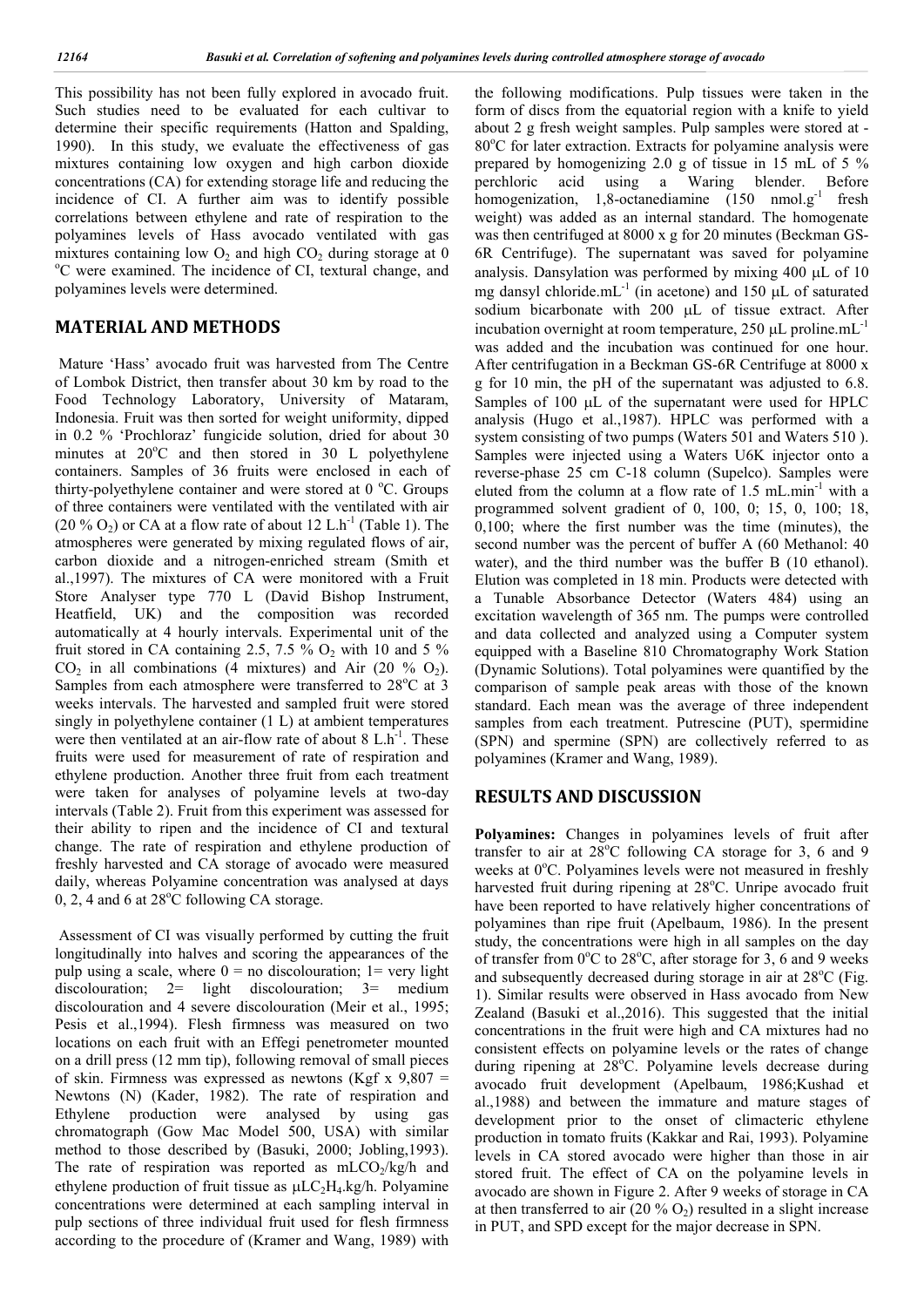This possibility has not been fully explored in avocado fruit. Such studies need to be evaluated for each cultivar to determine their specific requirements (Hatton and Spalding, 1990). In this study, we evaluate the effectiveness of gas mixtures containing low oxygen and high carbon dioxide concentrations (CA) for extending storage life and reducing the incidence of CI. A further aim was to identify possible correlations between ethylene and rate of respiration to the polyamines levels of Hass avocado ventilated with gas mixtures containing low $O_2$ and high $CO_2$ during storage at 0 °C were examined. The incidence of CI, textural change, and polyamines levels were determined.

## MATERIAL AND METHODS

Mature 'Hass' avocado fruit was harvested from The Centre of Lombok District, then transfer about 30 km by road to the Food Technology Laboratory, University of Mataram, Indonesia. Fruit was then sorted for weight uniformity, dipped in 0.2 % 'Prochloraz' fungicide solution, dried for about 30 minutes at 20°C and then stored in 30 L polyethylene containers. Samples of 36 fruits were enclosed in each of thirty-polyethylene container and were stored at 0 °C. Groups of three containers were ventilated with the ventilated with air (20 % $O_2$) or CA at a flow rate of about 12 L.h$^{-1}$ (Table 1). The atmospheres were generated by mixing regulated flows of air, carbon dioxide and a nitrogen-enriched stream (Smith et al.,1997). The mixtures of CA were monitored with a Fruit Store Analyser type 770 L (David Bishop Instrument, Heatfield, UK) and the composition was recorded automatically at 4 hourly intervals. Experimental unit of the fruit stored in CA containing 2.5, 7.5 % $O_2$ with 10 and 5 % $CO_2$ in all combinations (4 mixtures) and Air (20 % $O_2$). Samples from each atmosphere were transferred to 28°C at 3 weeks intervals. The harvested and sampled fruit were stored singly in polyethylene container (1 L) at ambient temperatures were then ventilated at an air-flow rate of about 8 L.h$^{-1}$. These fruits were used for measurement of rate of respiration and ethylene production. Another three fruit from each treatment were taken for analyses of polyamine levels at two-day intervals (Table 2). Fruit from this experiment was assessed for their ability to ripen and the incidence of CI and textural change. The rate of respiration and ethylene production of freshly harvested and CA storage of avocado were measured daily, whereas Polyamine concentration was analysed at days 0, 2, 4 and 6 at 28°C following CA storage.

Assessment of CI was visually performed by cutting the fruit longitudinally into halves and scoring the appearances of the pulp using a scale, where 0 = no discolouration; 1= very light discolouration; 2= light discolouration; 3= medium discolouration and 4 severe discolouration (Meir et al., 1995; Pesis et al.,1994). Flesh firmness was measured on two locations on each fruit with an Effegi penetrometer mounted on a drill press (12 mm tip), following removal of small pieces of skin. Firmness was expressed as newtons (Kgf x 9,807 = Newtons (N) (Kader, 1982). The rate of respiration and Ethylene production were analysed by using gas chromatograph (Gow Mac Model 500, USA) with similar method to those described by (Basuki, 2000; Jobling,1993). The rate of respiration was reported as $mLCO_2$/kg/h and ethylene production of fruit tissue as $\mu LC_2H_4$.kg/h. Polyamine concentrations were determined at each sampling interval in pulp sections of three individual fruit used for flesh firmness according to the procedure of (Kramer and Wang, 1989) with the following modifications. Pulp tissues were taken in the form of discs from the equatorial region with a knife to yield about 2 g fresh weight samples. Pulp samples were stored at -80°C for later extraction. Extracts for polyamine analysis were prepared by homogenizing 2.0 g of tissue in 15 mL of 5 % perchloric acid using a Waring blender. Before homogenization, 1,8-octanediamine (150 nmol.g$^{-1}$ fresh weight) was added as an internal standard. The homogenate was then centrifuged at 8000 x g for 20 minutes (Beckman GS-6R Centrifuge). The supernatant was saved for polyamine analysis. Dansylation was performed by mixing 400 μL of 10 mg dansyl chloride.mL$^{-1}$ (in acetone) and 150 μL of saturated sodium bicarbonate with 200 μL of tissue extract. After incubation overnight at room temperature, 250 μL proline.mL$^{-1}$ was added and the incubation was continued for one hour. After centrifugation in a Beckman GS-6R Centrifuge at 8000 x g for 10 min, the pH of the supernatant was adjusted to 6.8. Samples of 100 μL of the supernatant were used for HPLC analysis (Hugo et al.,1987). HPLC was performed with a system consisting of two pumps (Waters 501 and Waters 510 ). Samples were injected using a Waters U6K injector onto a reverse-phase 25 cm C-18 column (Supelco). Samples were eluted from the column at a flow rate of 1.5 mL.min$^{-1}$ with a programmed solvent gradient of 0, 100, 0; 15, 0, 100; 18, 0,100; where the first number was the time (minutes), the second number was the percent of buffer A (60 Methanol: 40 water), and the third number was the buffer B (10 ethanol). Elution was completed in 18 min. Products were detected with a Tunable Absorbance Detector (Waters 484) using an excitation wavelength of 365 nm. The pumps were controlled and data collected and analyzed using a Computer system equipped with a Baseline 810 Chromatography Work Station (Dynamic Solutions). Total polyamines were quantified by the comparison of sample peak areas with those of the known standard. Each mean was the average of three independent samples from each treatment. Putrescine (PUT), spermidine (SPN) and spermine (SPN) are collectively referred to as polyamines (Kramer and Wang, 1989).

## RESULTS AND DISCUSSION

**Polyamines:** Changes in polyamines levels of fruit after transfer to air at 28°C following CA storage for 3, 6 and 9 weeks at 0°C. Polyamines levels were not measured in freshly harvested fruit during ripening at 28°C. Unripe avocado fruit have been reported to have relatively higher concentrations of polyamines than ripe fruit (Apelbaum, 1986). In the present study, the concentrations were high in all samples on the day of transfer from 0°C to 28°C, after storage for 3, 6 and 9 weeks and subsequently decreased during storage in air at 28°C (Fig. 1). Similar results were observed in Hass avocado from New Zealand (Basuki et al.,2016). This suggested that the initial concentrations in the fruit were high and CA mixtures had no consistent effects on polyamine levels or the rates of change during ripening at 28°C. Polyamine levels decrease during avocado fruit development (Apelbaum, 1986;Kushad et al.,1988) and between the immature and mature stages of development prior to the onset of climacteric ethylene production in tomato fruits (Kakkar and Rai, 1993). Polyamine levels in CA stored avocado were higher than those in air stored fruit. The effect of CA on the polyamine levels in avocado are shown in Figure 2. After 9 weeks of storage in CA at then transferred to air (20 % $O_2$) resulted in a slight increase in PUT, and SPD except for the major decrease in SPN.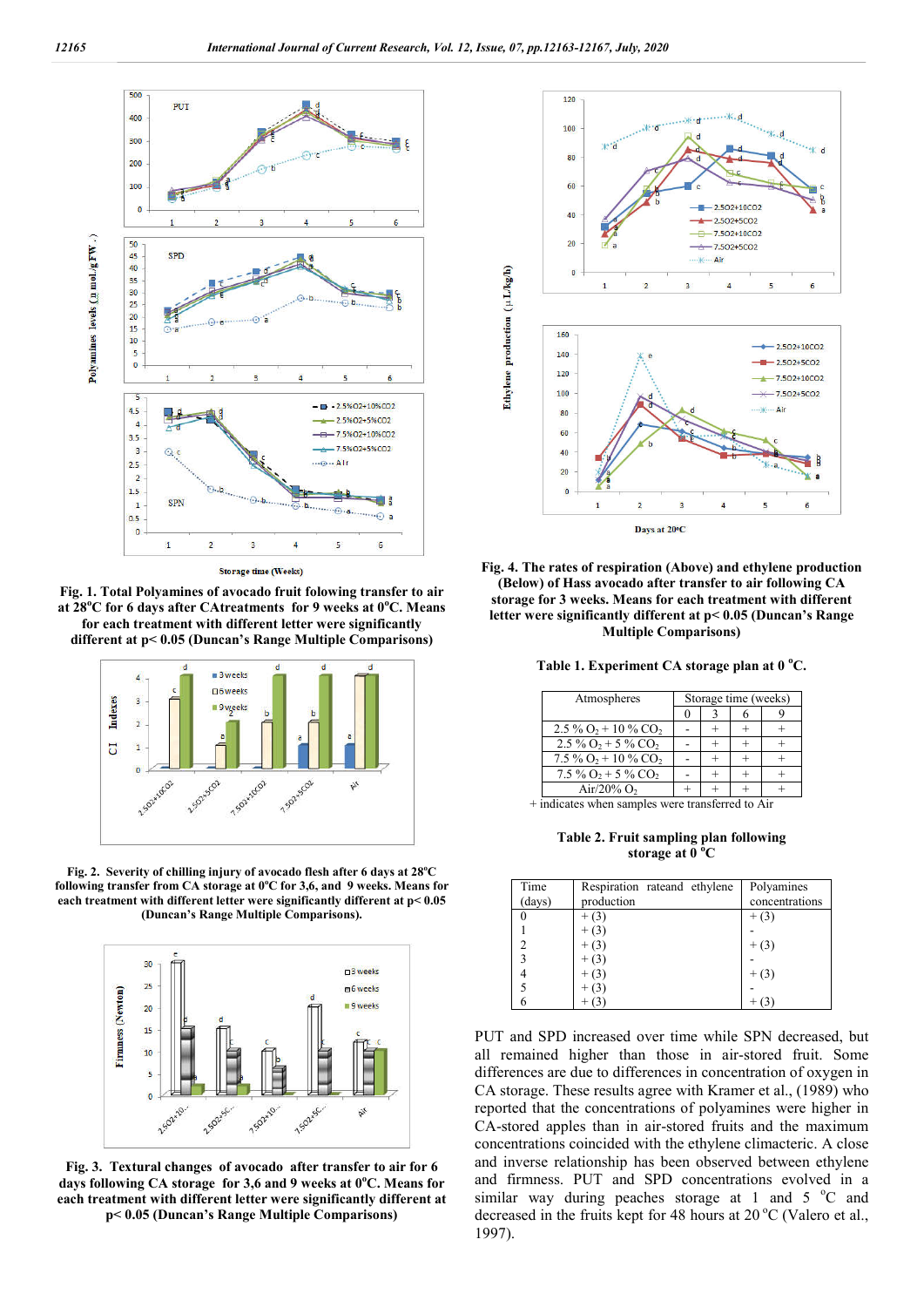**Fig. 1. Total Polyamines of avocado fruit folowing transfer to air at 28°C for 6 days after CAtreatments for 9 weeks at 0°C. Means for each treatment with different letter were significantly different at p< 0.05 (Duncan's Range Multiple Comparisons)**

**Fig. 2. Severity of chilling injury of avocado flesh after 6 days at 28°C following transfer from CA storage at 0°C for 3,6, and 9 weeks. Means for each treatment with different letter were significantly different at p< 0.05 (Duncan's Range Multiple Comparisons).**

**Fig. 3. Textural changes of avocado after transfer to air for 6 days following CA storage for 3,6 and 9 weeks at 0°C. Means for each treatment with different letter were significantly different at p< 0.05 (Duncan's Range Multiple Comparisons)**

**Fig. 4. The rates of respiration (Above) and ethylene production (Below) of Hass avocado after transfer to air following CA storage for 3 weeks. Means for each treatment with different letter were significantly different at p< 0.05 (Duncan's Range Multiple Comparisons)**

**Table 1. Experiment CA storage plan at 0 °C.**

| Atmospheres | Storage time (weeks) | | | |
|---|---|---|---|---|
| | 0 | 3 | 6 | 9 |
| 2.5 % $O_2$ + 10 % $CO_2$ | - | + | + | + |
| 2.5 % $O_2$ + 5 % $CO_2$ | - | + | + | + |
| 7.5 % $O_2$ + 10 % $CO_2$ | - | + | + | + |
| 7.5 % $O_2$ + 5 % $CO_2$ | - | + | + | + |
| Air/20% $O_2$ | + | + | + | + |

+ indicates when samples were transferred to Air

**Table 2. Fruit sampling plan following storage at 0 °C**

| Time (days) | Respiration rateand ethylene production | Polyamines concentrations |
|---|---|---|
| 0 | + (3) | + (3) |
| 1 | + (3) | - |
| 2 | + (3) | + (3) |
| 3 | + (3) | - |
| 4 | + (3) | + (3) |
| 5 | + (3) | - |
| 6 | + (3) | + (3) |

PUT and SPD increased over time while SPN decreased, but all remained higher than those in air-stored fruit. Some differences are due to differences in concentration of oxygen in CA storage. These results agree with Kramer et al., (1989) who reported that the concentrations of polyamines were higher in CA-stored apples than in air-stored fruits and the maximum concentrations coincided with the ethylene climacteric. A close and inverse relationship has been observed between ethylene and firmness. PUT and SPD concentrations evolved in a similar way during peaches storage at 1 and 5 °C and decreased in the fruits kept for 48 hours at 20 °C (Valero et al., 1997).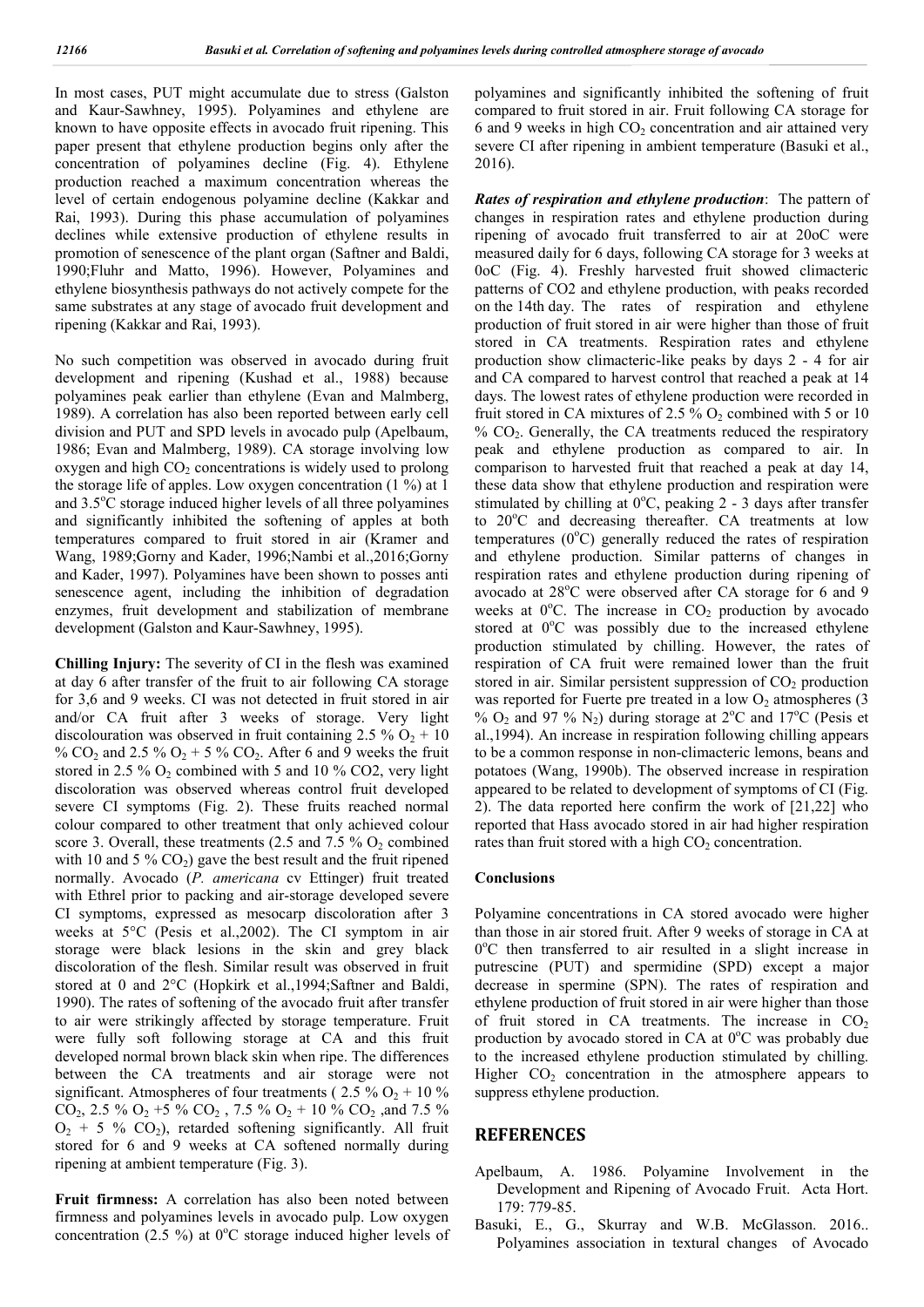In most cases, PUT might accumulate due to stress (Galston and Kaur-Sawhney, 1995). Polyamines and ethylene are known to have opposite effects in avocado fruit ripening. This paper present that ethylene production begins only after the concentration of polyamines decline (Fig. 4). Ethylene production reached a maximum concentration whereas the level of certain endogenous polyamine decline (Kakkar and Rai, 1993). During this phase accumulation of polyamines declines while extensive production of ethylene results in promotion of senescence of the plant organ (Saftner and Baldi, 1990;Fluhr and Matto, 1996). However, Polyamines and ethylene biosynthesis pathways do not actively compete for the same substrates at any stage of avocado fruit development and ripening (Kakkar and Rai, 1993).

No such competition was observed in avocado during fruit development and ripening (Kushad et al., 1988) because polyamines peak earlier than ethylene (Evan and Malmberg, 1989). A correlation has also been reported between early cell division and PUT and SPD levels in avocado pulp (Apelbaum, 1986; Evan and Malmberg, 1989). CA storage involving low oxygen and high $CO_2$ concentrations is widely used to prolong the storage life of apples. Low oxygen concentration (1 %) at 1 and 3.5°C storage induced higher levels of all three polyamines and significantly inhibited the softening of apples at both temperatures compared to fruit stored in air (Kramer and Wang, 1989;Gorny and Kader, 1996;Nambi et al.,2016;Gorny and Kader, 1997). Polyamines have been shown to posses anti senescence agent, including the inhibition of degradation enzymes, fruit development and stabilization of membrane development (Galston and Kaur-Sawhney, 1995).

**Chilling Injury:** The severity of CI in the flesh was examined at day 6 after transfer of the fruit to air following CA storage for 3,6 and 9 weeks. CI was not detected in fruit stored in air and/or CA fruit after 3 weeks of storage. Very light discolouration was observed in fruit containing 2.5 % $O_2$ + 10 % $CO_2$ and 2.5 % $O_2$ + 5 % $CO_2$. After 6 and 9 weeks the fruit stored in 2.5 % $O_2$ combined with 5 and 10 % CO2, very light discoloration was observed whereas control fruit developed severe CI symptoms (Fig. 2). These fruits reached normal colour compared to other treatment that only achieved colour score 3. Overall, these treatments (2.5 and 7.5 % $O_2$ combined with 10 and 5 % $CO_2$) gave the best result and the fruit ripened normally. Avocado (*P. americana* cv Ettinger) fruit treated with Ethrel prior to packing and air-storage developed severe CI symptoms, expressed as mesocarp discoloration after 3 weeks at 5°C (Pesis et al.,2002). The CI symptom in air storage were black lesions in the skin and grey black discoloration of the flesh. Similar result was observed in fruit stored at 0 and 2°C (Hopkirk et al.,1994;Saftner and Baldi, 1990). The rates of softening of the avocado fruit after transfer to air were strikingly affected by storage temperature. Fruit were fully soft following storage at CA and this fruit developed normal brown black skin when ripe. The differences between the CA treatments and air storage were not significant. Atmospheres of four treatments ( 2.5 % $O_2$ + 10 % $CO_2$, 2.5 % $O_2$ +5 % $CO_2$ , 7.5 % $O_2$ + 10 % $CO_2$ ,and 7.5 % $O_2$ + 5 % $CO_2$), retarded softening significantly. All fruit stored for 6 and 9 weeks at CA softened normally during ripening at ambient temperature (Fig. 3).

**Fruit firmness:** A correlation has also been noted between firmness and polyamines levels in avocado pulp. Low oxygen concentration (2.5 %) at 0°C storage induced higher levels of polyamines and significantly inhibited the softening of fruit compared to fruit stored in air. Fruit following CA storage for 6 and 9 weeks in high $CO_2$ concentration and air attained very severe CI after ripening in ambient temperature (Basuki et al., 2016).

***Rates of respiration and ethylene production***: The pattern of changes in respiration rates and ethylene production during ripening of avocado fruit transferred to air at 20oC were measured daily for 6 days, following CA storage for 3 weeks at 0oC (Fig. 4). Freshly harvested fruit showed climacteric patterns of CO2 and ethylene production, with peaks recorded on the 14th day. The rates of respiration and ethylene production of fruit stored in air were higher than those of fruit stored in CA treatments. Respiration rates and ethylene production show climacteric-like peaks by days 2 - 4 for air and CA compared to harvest control that reached a peak at 14 days. The lowest rates of ethylene production were recorded in fruit stored in CA mixtures of 2.5 % $O_2$ combined with 5 or 10 % $CO_2$. Generally, the CA treatments reduced the respiratory peak and ethylene production as compared to air. In comparison to harvested fruit that reached a peak at day 14, these data show that ethylene production and respiration were stimulated by chilling at 0°C, peaking 2 - 3 days after transfer to 20°C and decreasing thereafter. CA treatments at low temperatures (0°C) generally reduced the rates of respiration and ethylene production. Similar patterns of changes in respiration rates and ethylene production during ripening of avocado at 28°C were observed after CA storage for 6 and 9 weeks at 0°C. The increase in $CO_2$ production by avocado stored at 0°C was possibly due to the increased ethylene production stimulated by chilling. However, the rates of respiration of CA fruit were remained lower than the fruit stored in air. Similar persistent suppression of $CO_2$ production was reported for Fuerte pre treated in a low $O_2$ atmospheres (3 % $O_2$ and 97 % $N_2$) during storage at 2°C and 17°C (Pesis et al.,1994). An increase in respiration following chilling appears to be a common response in non-climacteric lemons, beans and potatoes (Wang, 1990b). The observed increase in respiration appeared to be related to development of symptoms of CI (Fig. 2). The data reported here confirm the work of [21,22] who reported that Hass avocado stored in air had higher respiration rates than fruit stored with a high $CO_2$ concentration.

## Conclusions

Polyamine concentrations in CA stored avocado were higher than those in air stored fruit. After 9 weeks of storage in CA at 0°C then transferred to air resulted in a slight increase in putrescine (PUT) and spermidine (SPD) except a major decrease in spermine (SPN). The rates of respiration and ethylene production of fruit stored in air were higher than those of fruit stored in CA treatments. The increase in $CO_2$ production by avocado stored in CA at 0°C was probably due to the increased ethylene production stimulated by chilling. Higher $CO_2$ concentration in the atmosphere appears to suppress ethylene production.

## REFERENCES

Apelbaum, A. 1986. Polyamine Involvement in the Development and Ripening of Avocado Fruit. Acta Hort. 179: 779-85.

Basuki, E., G., Skurray and W.B. McGlasson. 2016.. Polyamines association in textural changes of Avocado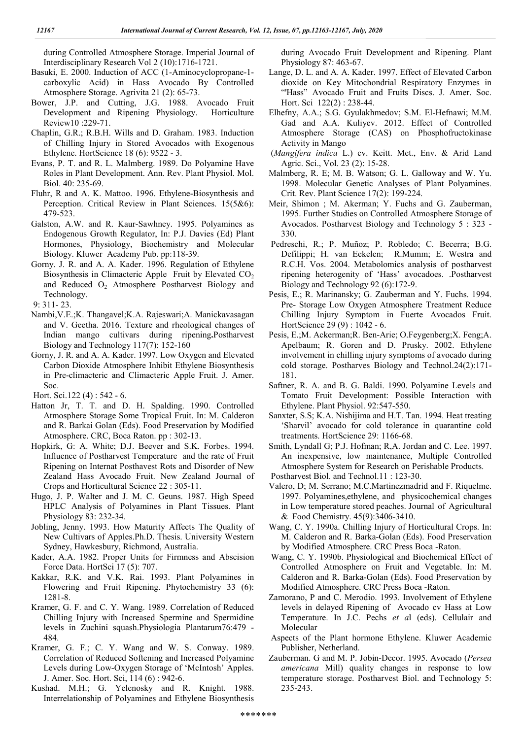during Controlled Atmosphere Storage. Imperial Journal of Interdisciplinary Research Vol 2 (10):1716-1721.

Basuki, E. 2000. Induction of ACC (1-Aminocyclopropane-1-carboxylic Acid) in Hass Avocado By Controlled Atmosphere Storage. Agrivita 21 (2): 65-73.

Bower, J.P. and Cutting, J.G. 1988. Avocado Fruit Development and Ripening Physiology. Horticulture Review10 :229-71.

Chaplin, G.R.; R.B.H. Wills and D. Graham. 1983. Induction of Chilling Injury in Stored Avocados with Exogenous Ethylene. HortScience 18 (6): 9522 - 3.

Evans, P. T. and R. L. Malmberg. 1989. Do Polyamine Have Roles in Plant Development. Ann. Rev. Plant Physiol. Mol. Biol. 40: 235-69.

Fluhr, R and A. K. Mattoo. 1996. Ethylene-Biosynthesis and Perception. Critical Review in Plant Sciences. 15(5&6): 479-523.

Galston, A.W. and R. Kaur-Sawhney. 1995. Polyamines as Endogenous Growth Regulator, In: P.J. Davies (Ed) Plant Hormones, Physiology, Biochemistry and Molecular Biology. Kluwer Academy Pub. pp:118-39.

Gorny. J. R. and A. A. Kader. 1996. Regulation of Ethylene Biosynthesis in Climacteric Apple Fruit by Elevated $CO_2$ and Reduced $O_2$ Atmosphere Postharvest Biology and Technology.

9: 311- 23.

Nambi,V.E.;K. Thangavel;K.A. Rajeswari;A. Manickavasagan and V. Geetha. 2016. Texture and rheological changes of Indian mango cultivars during ripening**.**Postharvest Biology and Technology 117(7): 152-160

Gorny, J. R. and A. A. Kader. 1997. Low Oxygen and Elevated Carbon Dioxide Atmosphere Inhibit Ethylene Biosynthesis in Pre-climacteric and Climacteric Apple Fruit. J. Amer. Soc.

Hort. Sci.122 (4) : 542 - 6.

Hatton Jr, T. T. and D. H. Spalding. 1990. Controlled Atmosphere Storage Some Tropical Fruit. In: M. Calderon and R. Barkai Golan (Eds). Food Preservation by Modified Atmosphere. CRC, Boca Raton. pp : 302-13.

Hopkirk, G: A. White; D.J. Beever and S.K. Forbes. 1994. Influence of Postharvest Temperature and the rate of Fruit Ripening on Internat Posthavest Rots and Disorder of New Zealand Hass Avocado Fruit. New Zealand Journal of Crops and Horticultural Science 22 : 305-11.

Hugo, J. P. Walter and J. M. C. Geuns. 1987. High Speed HPLC Analysis of Polyamines in Plant Tissues. Plant Physiology 83: 232-34.

Jobling, Jenny. 1993. How Maturity Affects The Quality of New Cultivars of Apples.Ph.D. Thesis. University Western Sydney, Hawkesbury, Richmond, Australia.

Kader, A.A. 1982. Proper Units for Firmness and Abscision Force Data. HortSci 17 (5): 707.

Kakkar, R.K. and V.K. Rai. 1993. Plant Polyamines in Flowering and Fruit Ripening. Phytochemistry 33 (6): 1281-8.

Kramer, G. F. and C. Y. Wang. 1989. Correlation of Reduced Chilling Injury with Increased Spermine and Spermidine levels in Zuchini squash.Physiologia Plantarum76:479 - 484.

Kramer, G. F.; C. Y. Wang and W. S. Conway. 1989. Correlation of Reduced Softening and Increased Polyamine Levels during Low-Oxygen Storage of 'McIntosh' Apples. J. Amer. Soc. Hort. Sci, 114 (6) : 942-6.

Kushad. M.H.; G. Yelenosky and R. Knight. 1988. Interrelationship of Polyamines and Ethylene Biosynthesis during Avocado Fruit Development and Ripening. Plant Physiology 87: 463-67.

Lange, D. L. and A. A. Kader. 1997. Effect of Elevated Carbon dioxide on Key Mitochondrial Respiratory Enzymes in "'Hass" Avocado Fruit and Fruits Discs. J. Amer. Soc. Hort. Sci 122(2) : 238-44.

Elhefny, A.A.; S.G. Gyulakhmedov; S.M. El-Hefnawi; M.M. Gad and A.A. Kuliyev. 2012. Effect of Controlled Atmosphere Storage (CAS) on Phosphofructokinase Activity in Mango

(*Mangifera indica* L.) cv. Keitt. Met., Env. & Arid Land Agric. Sci., Vol. 23 (2): 15-28.

Malmberg, R. E; M. B. Watson; G. L. Galloway and W. Yu. 1998. Molecular Genetic Analyses of Plant Polyamines. Crit. Rev. Plant Science 17(2): 199-224.

Meir, Shimon ; M. Akerman; Y. Fuchs and G. Zauberman, 1995. Further Studies on Controlled Atmosphere Storage of Avocados. Postharvest Biology and Technology 5 : 323 - 330.

Pedreschi, R.; P. Muñoz; P. Robledo; C. Becerra; B.G. Defilippi; H. van Eekelen; R.Mumm; E. Westra and R.C.H. Vos. 2004. Metabolomics analysis of postharvest ripening heterogenity of 'Hass' avocadoes. .Postharvest Biology and Technology 92 (6):172-9.

Pesis, E.; R. Marinansky; G. Zauberman and Y. Fuchs. 1994. Pre- Storage Low Oxygen Atmosphere Treatment Reduce Chilling Injury Symptom in Fuerte Avocados Fruit. HortScience 29 (9) : 1042 - 6.

Pesis, E.;M. Ackerman;R. Ben-Arie; O.Feygenberg;X. Feng;A. Apelbaum; R. Goren and D. Prusky. 2002. Ethylene involvement in chilling injury symptoms of avocado during cold storage. Postharves Biology and Technol.24(2):171-181.

Saftner, R. A. and B. G. Baldi. 1990. Polyamine Levels and Tomato Fruit Development: Possible Interaction with Ethylene. Plant Physiol. 92:547-550.

Sanxter, S.S; K.A. Nishijima and H.T. Tan. 1994. Heat treating 'Sharvil' avocado for cold tolerance in quarantine cold treatments. HortScience 29: 1166-68.

Smith, Lyndall G; P.J. Hofman; R,A. Jordan and C. Lee. 1997. An inexpensive, low maintenance, Multiple Controlled Atmosphere System for Research on Perishable Products.

Postharvest Biol. and Technol.11 : 123-30.

Valero, D; M. Serrano; M.C.Martinezmadrid and F. Riquelme. 1997. Polyamines,ethylene, and physicochemical changes in Low temperature stored peaches. Journal of Agricultural & Food Chemistry. 45(9):3406-3410.

Wang, C. Y. 1990a. Chilling Injury of Horticultural Crops. In: M. Calderon and R. Barka-Golan (Eds). Food Preservation by Modified Atmosphere. CRC Press Boca -Raton.

Wang, C. Y. 1990b. Physiological and Biochemical Effect of Controlled Atmosphere on Fruit and Vegetable. In: M. Calderon and R. Barka-Golan (Eds). Food Preservation by Modified Atmosphere. CRC Press Boca -Raton.

Zamorano, P and C. Merodio. 1993. Involvement of Ethylene levels in delayed Ripening of Avocado cv Hass at Low Temperature. In J.C. Pechs *et a*l (eds). Cellulair and Molecular

Aspects of the Plant hormone Ethylene. Kluwer Academic Publisher, Netherland.

Zauberman. G and M. P. Jobin-Decor. 1995. Avocado (*Persea americana* Mill) quality changes in response to low temperature storage. Postharvest Biol. and Technology 5: 235-243.

\*\*\*\*\*\*\*